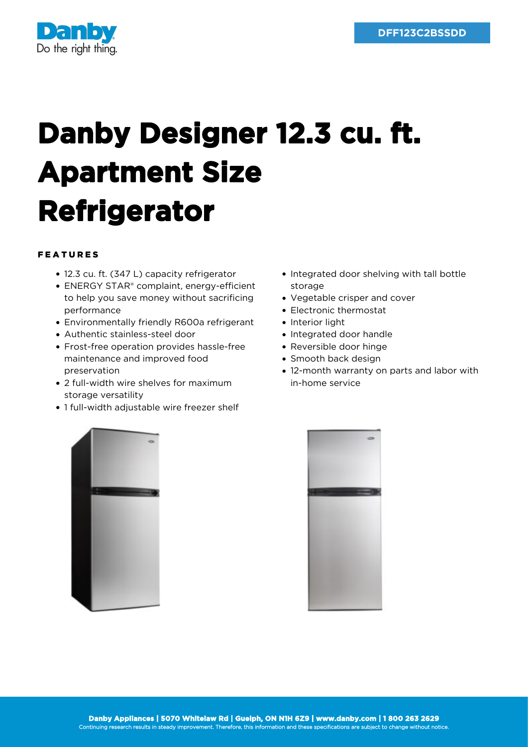DFF123C2BSSDD

# Danby Designer 12.3 cu. ft. Apartment Size Refrigerator

## FEATURES

- 12.3 cu. ft. (347 L) capacity refrigerator
- ENERGY STAR® complaint, energy-efficient to help you save money without sacrificing performance
- Environmentally friendly R600a refrigerant
- Authentic stainless-steel door
- Frost-free operation provides hassle-free maintenance and improved food preservation
- 2 full-width wire shelves for maximum storage versatility
- 1 full-width adjustable wire freezer shelf
- Integrated door shelving with tall bottle storage
- Vegetable crisper and cover
- Electronic thermostat
- Interior light
- Integrated door handle
- Reversible door hinge
- Smooth back design
- 12-month warranty on parts and labor with in-home service

**Danby Appliances | 5070 Whitelaw Rd | Guelph, ON N1H 6Z9 | www.danby.com | 1 800 263 2629**
Continuing research results in steady improvement. Therefore, this information and these specifications are subject to change without notice.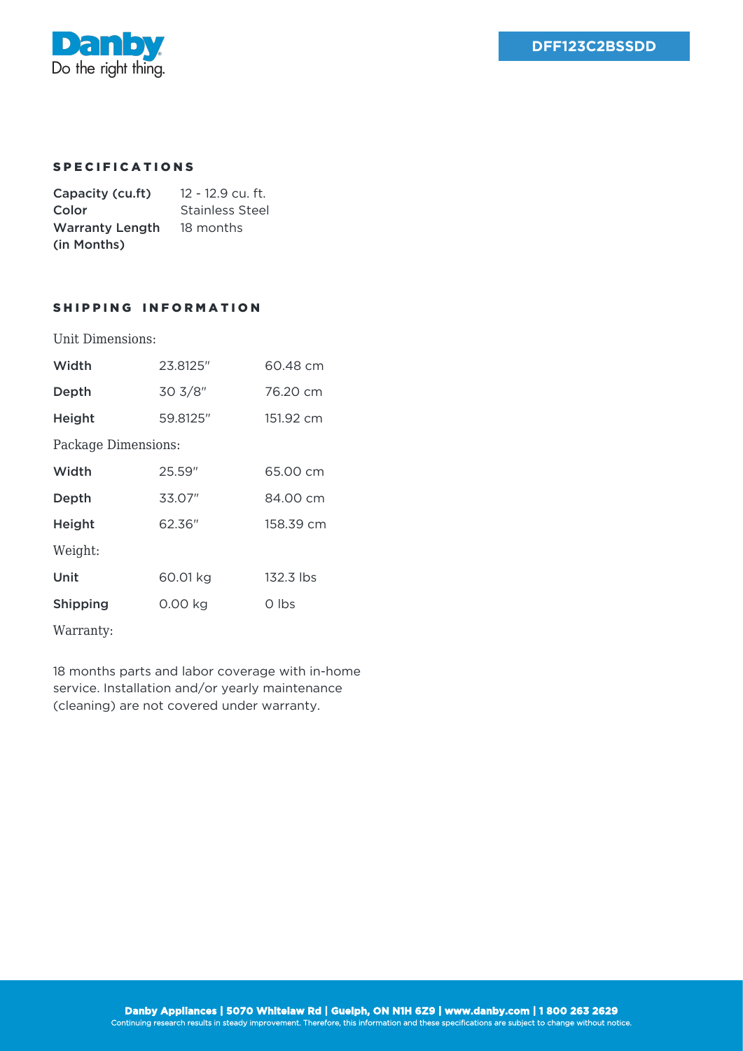Danby
Do the right thing.

DFF123C2BSSDD

## SPECIFICATIONS

| | |
|---|---|
| **Capacity (cu.ft)** | 12 - 12.9 cu. ft. |
| **Color** | Stainless Steel |
| **Warranty Length (in Months)** | 18 months |

## SHIPPING INFORMATION

Unit Dimensions:

| | | |
|---|---|---|
| **Width** | 23.8125" | 60.48 cm |
| **Depth** | 30 3/8" | 76.20 cm |
| **Height** | 59.8125" | 151.92 cm |

Package Dimensions:

| | | |
|---|---|---|
| **Width** | 25.59" | 65.00 cm |
| **Depth** | 33.07" | 84.00 cm |
| **Height** | 62.36" | 158.39 cm |

Weight:

| | | |
|---|---|---|
| **Unit** | 60.01 kg | 132.3 lbs |
| **Shipping** | 0.00 kg | 0 lbs |

Warranty:

18 months parts and labor coverage with in-home service. Installation and/or yearly maintenance (cleaning) are not covered under warranty.

**Danby Appliances | 5070 Whitelaw Rd | Guelph, ON N1H 6Z9 | www.danby.com | 1 800 263 2629**
Continuing research results in steady improvement. Therefore, this information and these specifications are subject to change without notice.